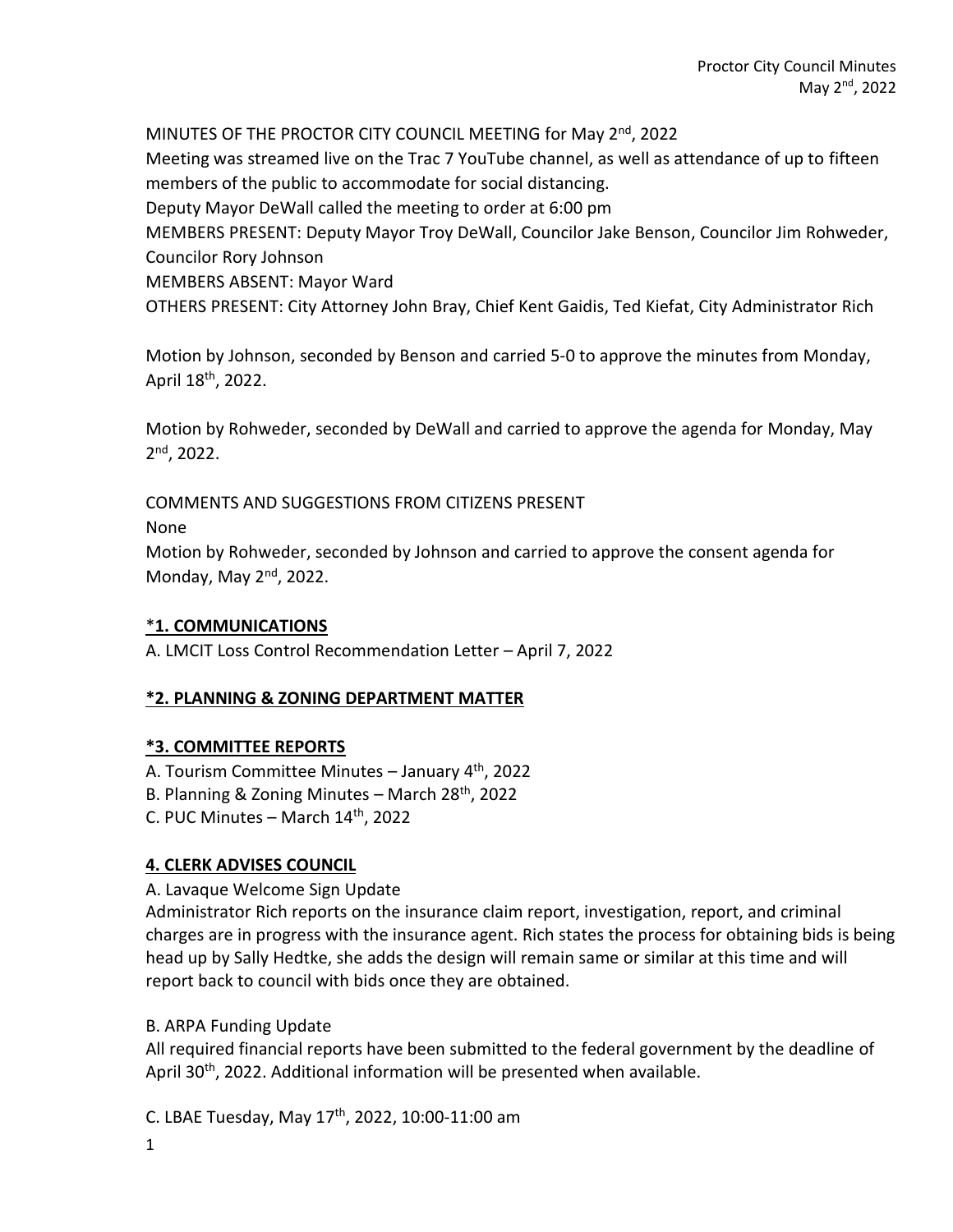MINUTES OF THE PROCTOR CITY COUNCIL MEETING for May 2nd, 2022

Meeting was streamed live on the Trac 7 YouTube channel, as well as attendance of up to fifteen members of the public to accommodate for social distancing.

Deputy Mayor DeWall called the meeting to order at 6:00 pm

MEMBERS PRESENT: Deputy Mayor Troy DeWall, Councilor Jake Benson, Councilor Jim Rohweder, Councilor Rory Johnson

MEMBERS ABSENT: Mayor Ward

OTHERS PRESENT: City Attorney John Bray, Chief Kent Gaidis, Ted Kiefat, City Administrator Rich

Motion by Johnson, seconded by Benson and carried 5-0 to approve the minutes from Monday, April 18th, 2022.

Motion by Rohweder, seconded by DeWall and carried to approve the agenda for Monday, May 2nd, 2022.

COMMENTS AND SUGGESTIONS FROM CITIZENS PRESENT

None

Motion by Rohweder, seconded by Johnson and carried to approve the consent agenda for Monday, May 2nd, 2022.

## *1. COMMUNICATIONS

A. LMCIT Loss Control Recommendation Letter – April 7, 2022

## *2. PLANNING & ZONING DEPARTMENT MATTER

## *3. COMMITTEE REPORTS

A. Tourism Committee Minutes – January 4th, 2022

B. Planning & Zoning Minutes – March 28th, 2022

C. PUC Minutes – March 14th, 2022

## 4. CLERK ADVISES COUNCIL

A. Lavaque Welcome Sign Update

Administrator Rich reports on the insurance claim report, investigation, report, and criminal charges are in progress with the insurance agent. Rich states the process for obtaining bids is being head up by Sally Hedtke, she adds the design will remain same or similar at this time and will report back to council with bids once they are obtained.

B. ARPA Funding Update

All required financial reports have been submitted to the federal government by the deadline of April 30th, 2022. Additional information will be presented when available.

C. LBAE Tuesday, May 17th, 2022, 10:00-11:00 am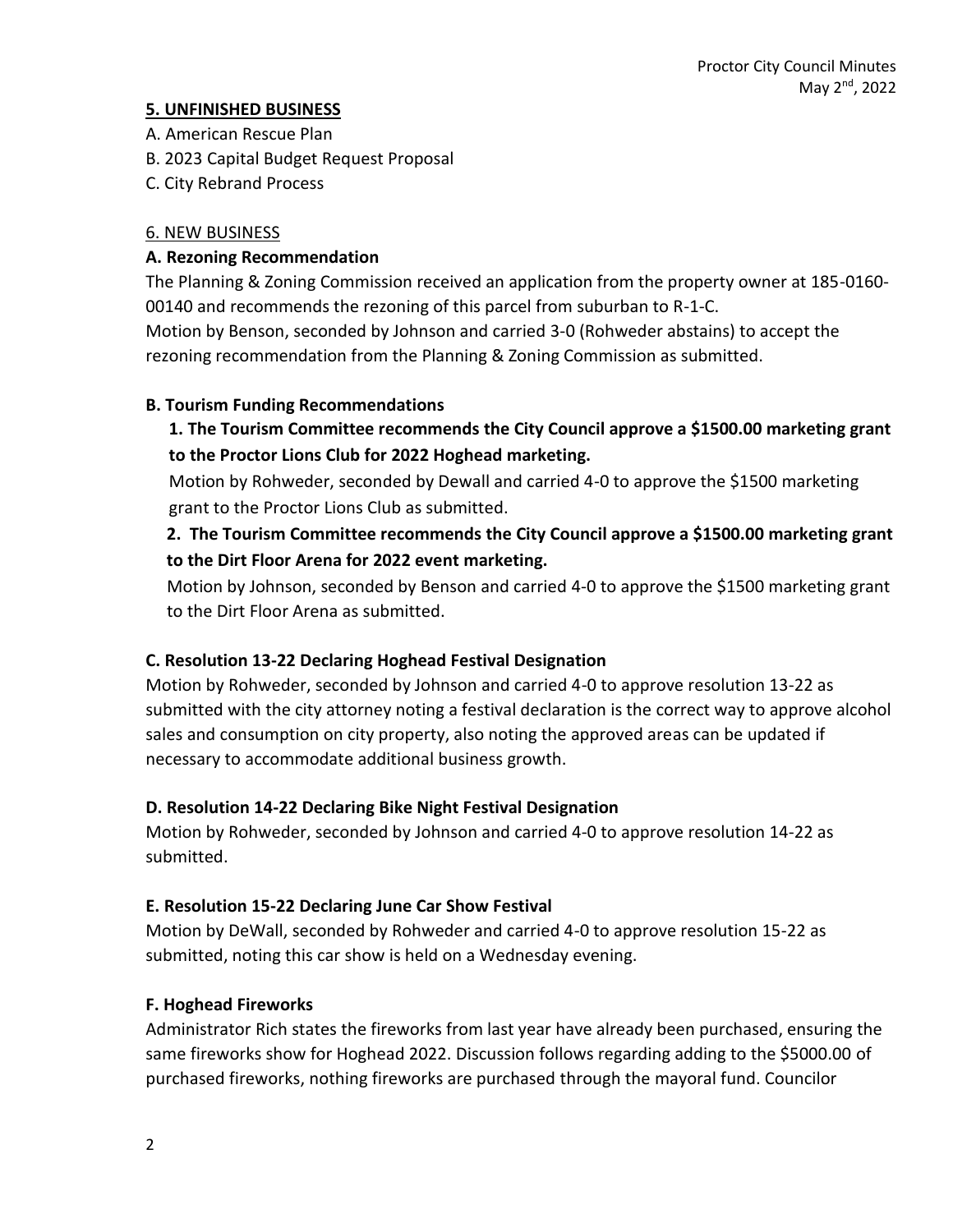## 5. UNFINISHED BUSINESS

A. American Rescue Plan
B. 2023 Capital Budget Request Proposal
C. City Rebrand Process

## 6. NEW BUSINESS

### A. Rezoning Recommendation

The Planning & Zoning Commission received an application from the property owner at 185-0160-00140 and recommends the rezoning of this parcel from suburban to R-1-C.
Motion by Benson, seconded by Johnson and carried 3-0 (Rohweder abstains) to accept the rezoning recommendation from the Planning & Zoning Commission as submitted.

### B. Tourism Funding Recommendations

**1. The Tourism Committee recommends the City Council approve a $1500.00 marketing grant to the Proctor Lions Club for 2022 Hoghead marketing.**

Motion by Rohweder, seconded by Dewall and carried 4-0 to approve the $1500 marketing grant to the Proctor Lions Club as submitted.

**2. The Tourism Committee recommends the City Council approve a $1500.00 marketing grant to the Dirt Floor Arena for 2022 event marketing.**

Motion by Johnson, seconded by Benson and carried 4-0 to approve the $1500 marketing grant to the Dirt Floor Arena as submitted.

### C. Resolution 13-22 Declaring Hoghead Festival Designation

Motion by Rohweder, seconded by Johnson and carried 4-0 to approve resolution 13-22 as submitted with the city attorney noting a festival declaration is the correct way to approve alcohol sales and consumption on city property, also noting the approved areas can be updated if necessary to accommodate additional business growth.

### D. Resolution 14-22 Declaring Bike Night Festival Designation

Motion by Rohweder, seconded by Johnson and carried 4-0 to approve resolution 14-22 as submitted.

### E. Resolution 15-22 Declaring June Car Show Festival

Motion by DeWall, seconded by Rohweder and carried 4-0 to approve resolution 15-22 as submitted, noting this car show is held on a Wednesday evening.

### F. Hoghead Fireworks

Administrator Rich states the fireworks from last year have already been purchased, ensuring the same fireworks show for Hoghead 2022. Discussion follows regarding adding to the $5000.00 of purchased fireworks, nothing fireworks are purchased through the mayoral fund. Councilor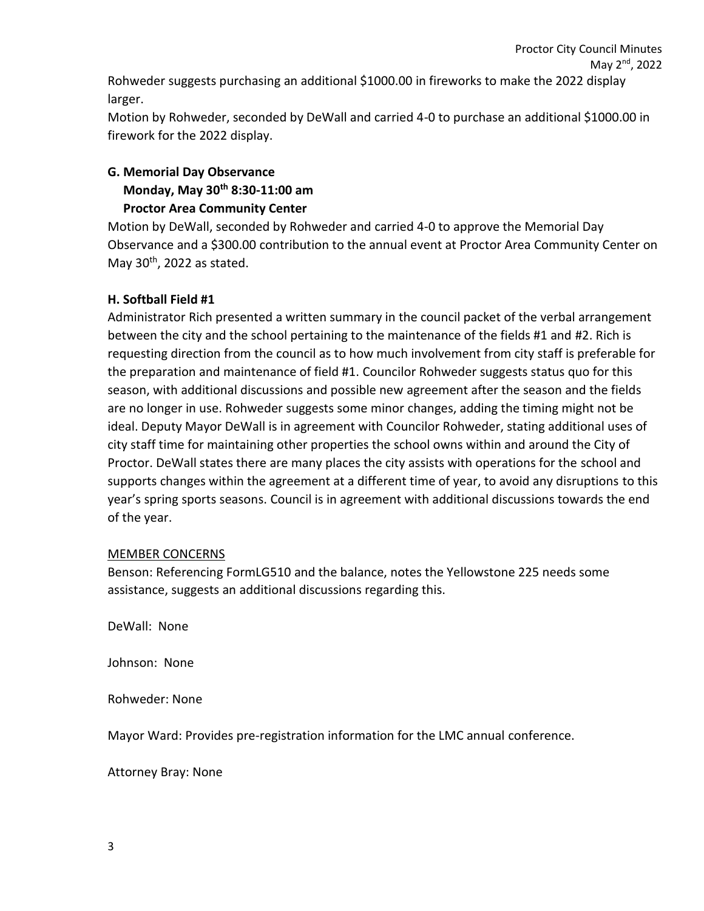Rohweder suggests purchasing an additional \$1000.00 in fireworks to make the 2022 display larger.

Motion by Rohweder, seconded by DeWall and carried 4-0 to purchase an additional \$1000.00 in firework for the 2022 display.

**G. Memorial Day Observance**
**Monday, May 30th 8:30-11:00 am**
**Proctor Area Community Center**

Motion by DeWall, seconded by Rohweder and carried 4-0 to approve the Memorial Day Observance and a \$300.00 contribution to the annual event at Proctor Area Community Center on May 30th, 2022 as stated.

**H. Softball Field #1**

Administrator Rich presented a written summary in the council packet of the verbal arrangement between the city and the school pertaining to the maintenance of the fields #1 and #2. Rich is requesting direction from the council as to how much involvement from city staff is preferable for the preparation and maintenance of field #1. Councilor Rohweder suggests status quo for this season, with additional discussions and possible new agreement after the season and the fields are no longer in use. Rohweder suggests some minor changes, adding the timing might not be ideal. Deputy Mayor DeWall is in agreement with Councilor Rohweder, stating additional uses of city staff time for maintaining other properties the school owns within and around the City of Proctor. DeWall states there are many places the city assists with operations for the school and supports changes within the agreement at a different time of year, to avoid any disruptions to this year's spring sports seasons. Council is in agreement with additional discussions towards the end of the year.

<u>MEMBER CONCERNS</u>

Benson: Referencing FormLG510 and the balance, notes the Yellowstone 225 needs some assistance, suggests an additional discussions regarding this.

DeWall: None

Johnson: None

Rohweder: None

Mayor Ward: Provides pre-registration information for the LMC annual conference.

Attorney Bray: None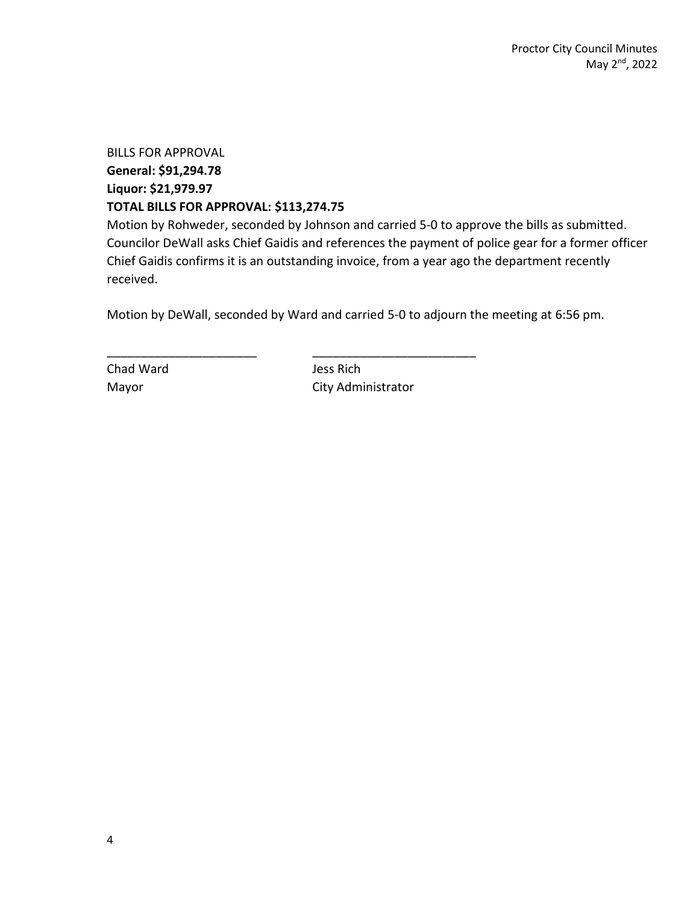BILLS FOR APPROVAL
**General: $91,294.78**
**Liquor: $21,979.97**
**TOTAL BILLS FOR APPROVAL: $113,274.75**

Motion by Rohweder, seconded by Johnson and carried 5-0 to approve the bills as submitted. Councilor DeWall asks Chief Gaidis and references the payment of police gear for a former officer Chief Gaidis confirms it is an outstanding invoice, from a year ago the department recently received.

Motion by DeWall, seconded by Ward and carried 5-0 to adjourn the meeting at 6:56 pm.

______________________ ________________________

Chad Ward
Mayor

Jess Rich
City Administrator